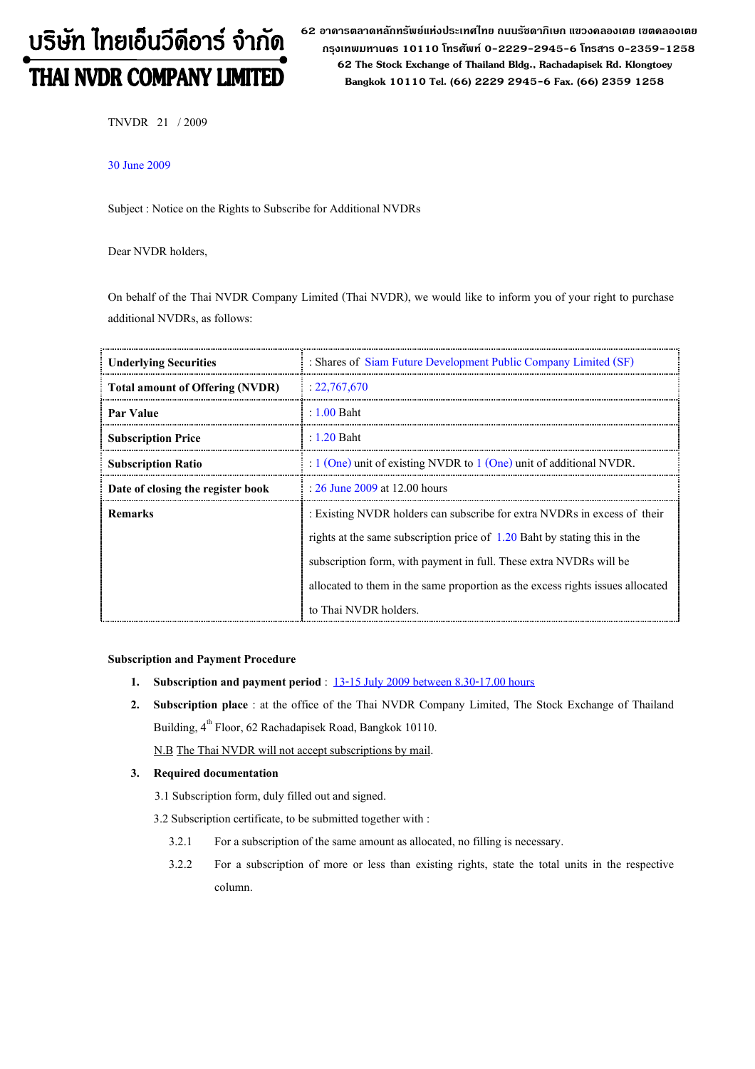บริษัท ไทยเอ็นวีดีอาร์ จำกัด
THAI NVDR COMPANY LIMITED

62 อาคารตลาดหลักทรัพย์แห่งประเทศไทย ถนนรัชดาภิเษก แขวงคลองเตย เขตคลองเตย กรุงเทพมหานคร 10110 โทรศัพท์ 0-2229-2945-6 โทรสาร 0-2359-1258
62 The Stock Exchange of Thailand Bldg., Rachadapisek Rd. Klongtoey Bangkok 10110 Tel. (66) 2229 2945-6 Fax. (66) 2359 1258

TNVDR 21 / 2009

30 June 2009

Subject : Notice on the Rights to Subscribe for Additional NVDRs

Dear NVDR holders,

On behalf of the Thai NVDR Company Limited (Thai NVDR), we would like to inform you of your right to purchase additional NVDRs, as follows:

| | |
|---|---|
| **Underlying Securities** | : Shares of Siam Future Development Public Company Limited (SF) |
| **Total amount of Offering (NVDR)** | : 22,767,670 |
| **Par Value** | : 1.00 Baht |
| **Subscription Price** | : 1.20 Baht |
| **Subscription Ratio** | : 1 (One) unit of existing NVDR to 1 (One) unit of additional NVDR. |
| **Date of closing the register book** | : 26 June 2009 at 12.00 hours |
| **Remarks** | : Existing NVDR holders can subscribe for extra NVDRs in excess of their rights at the same subscription price of 1.20 Baht by stating this in the subscription form, with payment in full. These extra NVDRs will be allocated to them in the same proportion as the excess rights issues allocated to Thai NVDR holders. |

**Subscription and Payment Procedure**

1. **Subscription and payment period** : 13-15 July 2009 between 8.30-17.00 hours
2. **Subscription place** : at the office of the Thai NVDR Company Limited, The Stock Exchange of Thailand Building, 4th Floor, 62 Rachadapisek Road, Bangkok 10110.

   N.B The Thai NVDR will not accept subscriptions by mail.
3. **Required documentation**

   3.1 Subscription form, duly filled out and signed.

   3.2 Subscription certificate, to be submitted together with :

   3.2.1 For a subscription of the same amount as allocated, no filling is necessary.

   3.2.2 For a subscription of more or less than existing rights, state the total units in the respective column.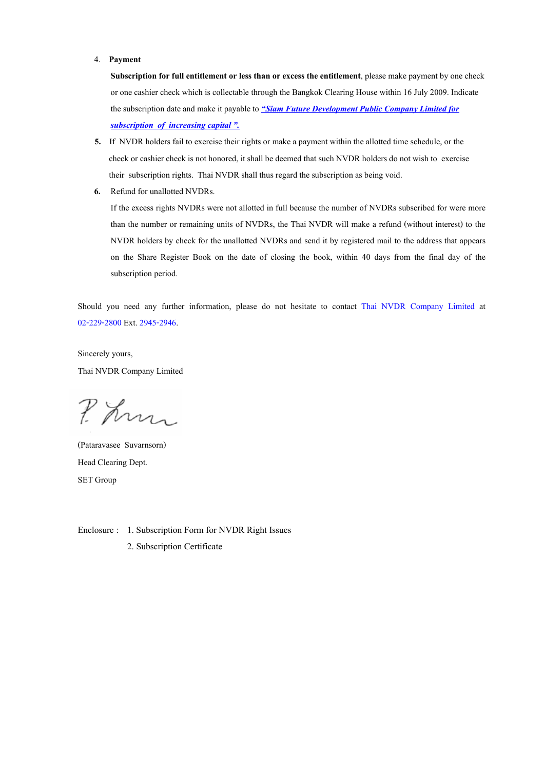4. **Payment**

   **Subscription for full entitlement or less than or excess the entitlement**, please make payment by one check or one cashier check which is collectable through the Bangkok Clearing House within 16 July 2009. Indicate the subscription date and make it payable to ***"Siam Future Development Public Company Limited for subscription of increasing capital ".***

5. If NVDR holders fail to exercise their rights or make a payment within the allotted time schedule, or the check or cashier check is not honored, it shall be deemed that such NVDR holders do not wish to exercise their subscription rights. Thai NVDR shall thus regard the subscription as being void.

6. Refund for unallotted NVDRs.

   If the excess rights NVDRs were not allotted in full because the number of NVDRs subscribed for were more than the number or remaining units of NVDRs, the Thai NVDR will make a refund (without interest) to the NVDR holders by check for the unallotted NVDRs and send it by registered mail to the address that appears on the Share Register Book on the date of closing the book, within 40 days from the final day of the subscription period.

Should you need any further information, please do not hesitate to contact Thai NVDR Company Limited at 02-229-2800 Ext. 2945-2946.

Sincerely yours,

Thai NVDR Company Limited

(Pataravasee Suvarnsorn)

Head Clearing Dept.

SET Group

Enclosure : 1. Subscription Form for NVDR Right Issues

2. Subscription Certificate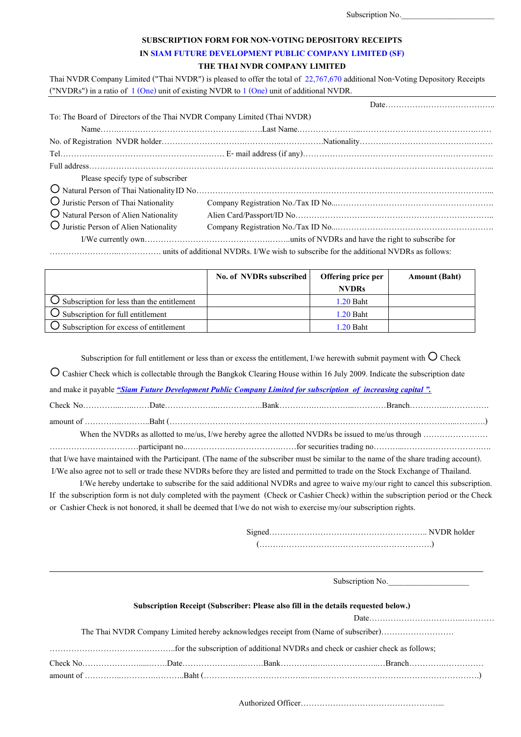Subscription No.______________________

**SUBSCRIPTION FORM FOR NON-VOTING DEPOSITORY RECEIPTS**

**IN SIAM FUTURE DEVELOPMENT PUBLIC COMPANY LIMITED (SF)**

**THE THAI NVDR COMPANY LIMITED**

Thai NVDR Company Limited ("Thai NVDR") is pleased to offer the total of 22,767,670 additional Non-Voting Depository Receipts ("NVDRs") in a ratio of 1 (One) unit of existing NVDR to 1 (One) unit of additional NVDR.

Date…………………………………..

To: The Board of Directors of the Thai NVDR Company Limited (Thai NVDR)

Name……..……………………………………..…….Last Name.…………………...……………………………………..……

No. of Registration NVDR holder………………………….……………..…………….Nationality……….……………………….………

Tel…………………………………………………. E- mail address (if any)……………………………………………….…………….

Full address……………………………………………………………………………………………….……………………………...

Please specify type of subscriber

○ Natural Person of Thai Nationality ID No………………………………………………………………………………………...

○ Juristic Person of Thai Nationality Company Registration No./Tax ID No...…………………………………………………….

○ Natural Person of Alien Nationality Alien Card/Passport/ID No…………………………………………………………………..

○ Juristic Person of Alien Nationality Company Registration No./Tax ID No...…………………………………………………….

I/We currently own………………………………….……….……..units of NVDRs and have the right to subscribe for ……………………..……………. units of additional NVDRs. I/We wish to subscribe for the additional NVDRs as follows:

| | No. of NVDRs subscribed | Offering price per NVDRs | Amount (Baht) |
|---|---|---|---|
| ○ Subscription for less than the entitlement | | 1.20 Baht | |
| ○ Subscription for full entitlement | | 1.20 Baht | |
| ○ Subscription for excess of entitlement | | 1.20 Baht | |

Subscription for full entitlement or less than or excess the entitlement, I/we herewith submit payment with ○ Check ○ Cashier Check which is collectable through the Bangkok Clearing House within 16 July 2009. Indicate the subscription date and make it payable ***"Siam Future Development Public Company Limited for subscription of increasing capital ".***

Check No…………...…...……Date………………...……………..Bank…………..….……...…………Branch…………...……………

amount of …………...………..Baht (…………………………………………...……….………………………………………...….…..)

When the NVDRs as allotted to me/us, I/we hereby agree the allotted NVDRs be issued to me/us through …………………… ……………………………participant no..…………….……………….……for securities trading no………....……….………………. that I/we have maintained with the Participant. (The name of the subscriber must be similar to the name of the share trading account). I/We also agree not to sell or trade these NVDRs before they are listed and permitted to trade on the Stock Exchange of Thailand.

I/We hereby undertake to subscribe for the said additional NVDRs and agree to waive my/our right to cancel this subscription. If the subscription form is not duly completed with the payment (Check or Cashier Check) within the subscription period or the Check or Cashier Check is not honored, it shall be deemed that I/we do not wish to exercise my/our subscription rights.

Signed…………………………………………………….. NVDR holder

(……………………………………………………….)

---

Subscription No.___________________

**Subscription Receipt (Subscriber: Please also fill in the details requested below.)**

Date……………………………..…………

The Thai NVDR Company Limited hereby acknowledges receipt from (Name of subscriber)……………………… ………………………………………..for the subscription of additional NVDRs and check or cashier check as follows;

Check No…………………....…….Date…………………..…….Bank…………….…………………..….Branch………….……………

amount of …………..……………..………..Baht (…………………………..….…………………………………………………….)

Authorized Officer……………………………………………...